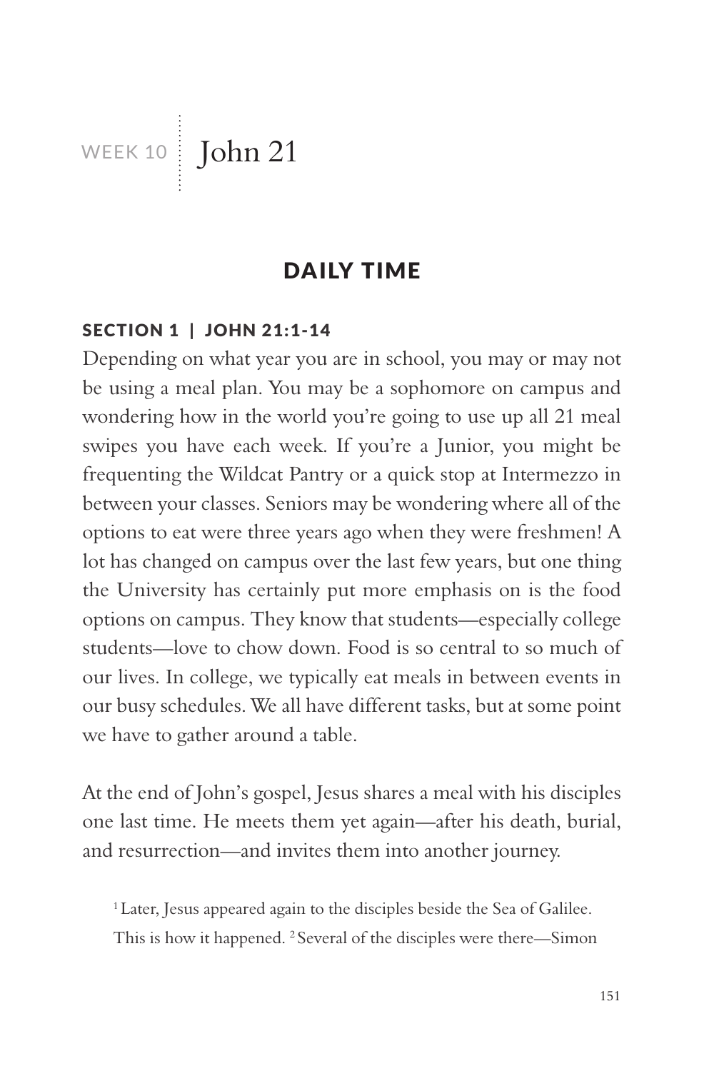# WEEK 10 | John 21

## DAILY TIME

### SECTION 1 | JOHN 21:1-14

Depending on what year you are in school, you may or may not be using a meal plan. You may be a sophomore on campus and wondering how in the world you're going to use up all 21 meal swipes you have each week. If you're a Junior, you might be frequenting the Wildcat Pantry or a quick stop at Intermezzo in between your classes. Seniors may be wondering where all of the options to eat were three years ago when they were freshmen! A lot has changed on campus over the last few years, but one thing the University has certainly put more emphasis on is the food options on campus. They know that students—especially college students—love to chow down. Food is so central to so much of our lives. In college, we typically eat meals in between events in our busy schedules. We all have different tasks, but at some point we have to gather around a table.

At the end of John's gospel, Jesus shares a meal with his disciples one last time. He meets them yet again—after his death, burial, and resurrection—and invites them into another journey.

> [1] Later, Jesus appeared again to the disciples beside the Sea of Galilee. This is how it happened. [2] Several of the disciples were there—Simon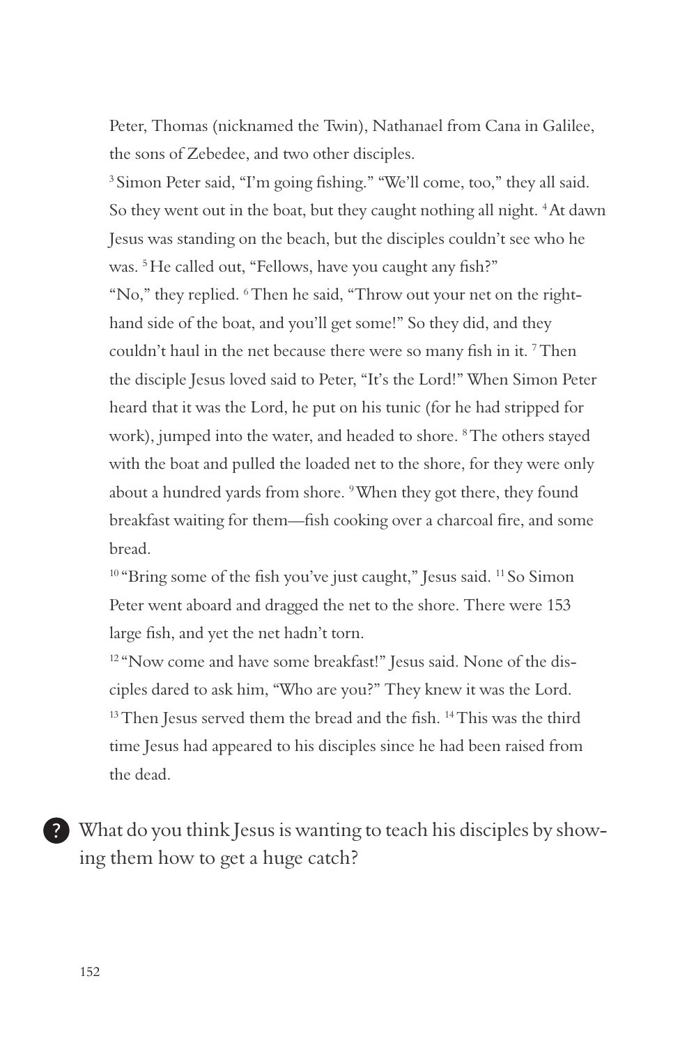Peter, Thomas (nicknamed the Twin), Nathanael from Cana in Galilee, the sons of Zebedee, and two other disciples.

[3] Simon Peter said, "I'm going fishing." "We'll come, too," they all said. So they went out in the boat, but they caught nothing all night. [4] At dawn Jesus was standing on the beach, but the disciples couldn't see who he was. [5] He called out, "Fellows, have you caught any fish?"

"No," they replied. [6] Then he said, "Throw out your net on the right-hand side of the boat, and you'll get some!" So they did, and they couldn't haul in the net because there were so many fish in it. [7] Then the disciple Jesus loved said to Peter, "It's the Lord!" When Simon Peter heard that it was the Lord, he put on his tunic (for he had stripped for work), jumped into the water, and headed to shore. [8] The others stayed with the boat and pulled the loaded net to the shore, for they were only about a hundred yards from shore. [9] When they got there, they found breakfast waiting for them—fish cooking over a charcoal fire, and some bread.

[10] "Bring some of the fish you've just caught," Jesus said. [11] So Simon Peter went aboard and dragged the net to the shore. There were 153 large fish, and yet the net hadn't torn.

[12] "Now come and have some breakfast!" Jesus said. None of the disciples dared to ask him, "Who are you?" They knew it was the Lord. [13] Then Jesus served them the bread and the fish. [14] This was the third time Jesus had appeared to his disciples since he had been raised from the dead.

**?** What do you think Jesus is wanting to teach his disciples by showing them how to get a huge catch?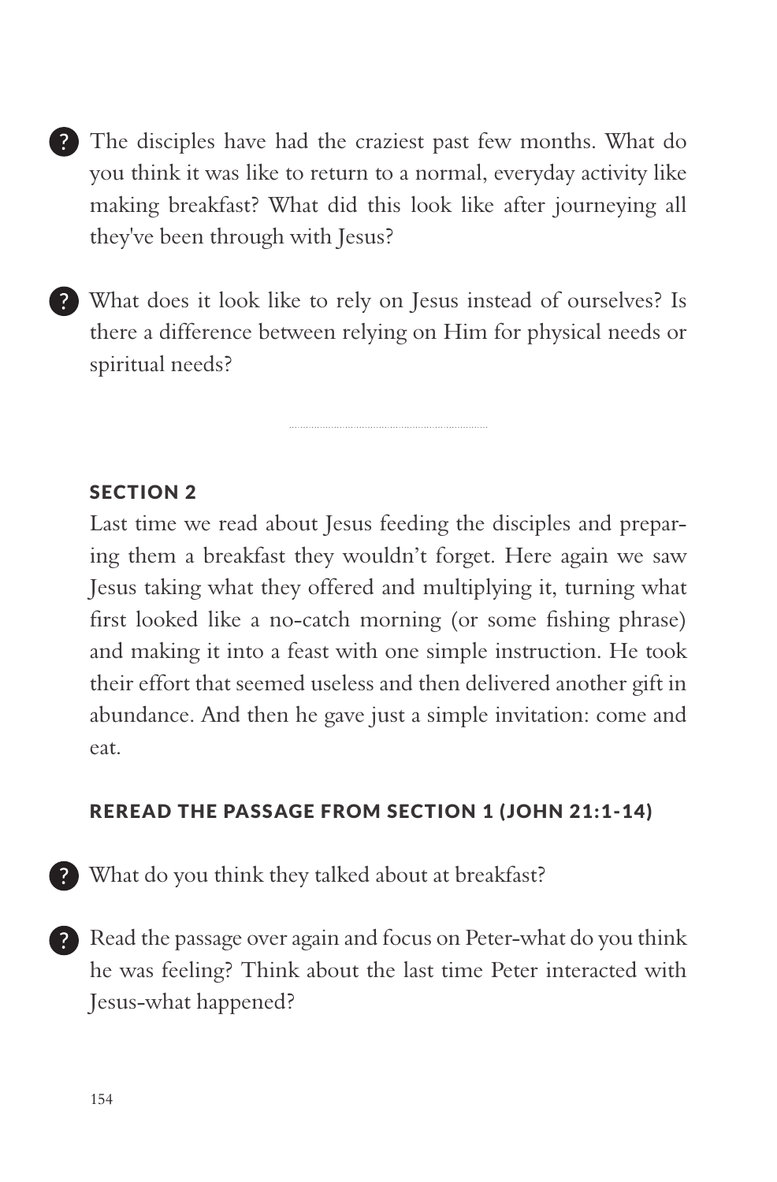- The disciples have had the craziest past few months. What do you think it was like to return to a normal, everyday activity like making breakfast? What did this look like after journeying all they've been through with Jesus?

- What does it look like to rely on Jesus instead of ourselves? Is there a difference between relying on Him for physical needs or spiritual needs?

---

## SECTION 2

Last time we read about Jesus feeding the disciples and preparing them a breakfast they wouldn't forget. Here again we saw Jesus taking what they offered and multiplying it, turning what first looked like a no-catch morning (or some fishing phrase) and making it into a feast with one simple instruction. He took their effort that seemed useless and then delivered another gift in abundance. And then he gave just a simple invitation: come and eat.

### REREAD THE PASSAGE FROM SECTION 1 (JOHN 21:1-14)

- What do you think they talked about at breakfast?

- Read the passage over again and focus on Peter-what do you think he was feeling? Think about the last time Peter interacted with Jesus-what happened?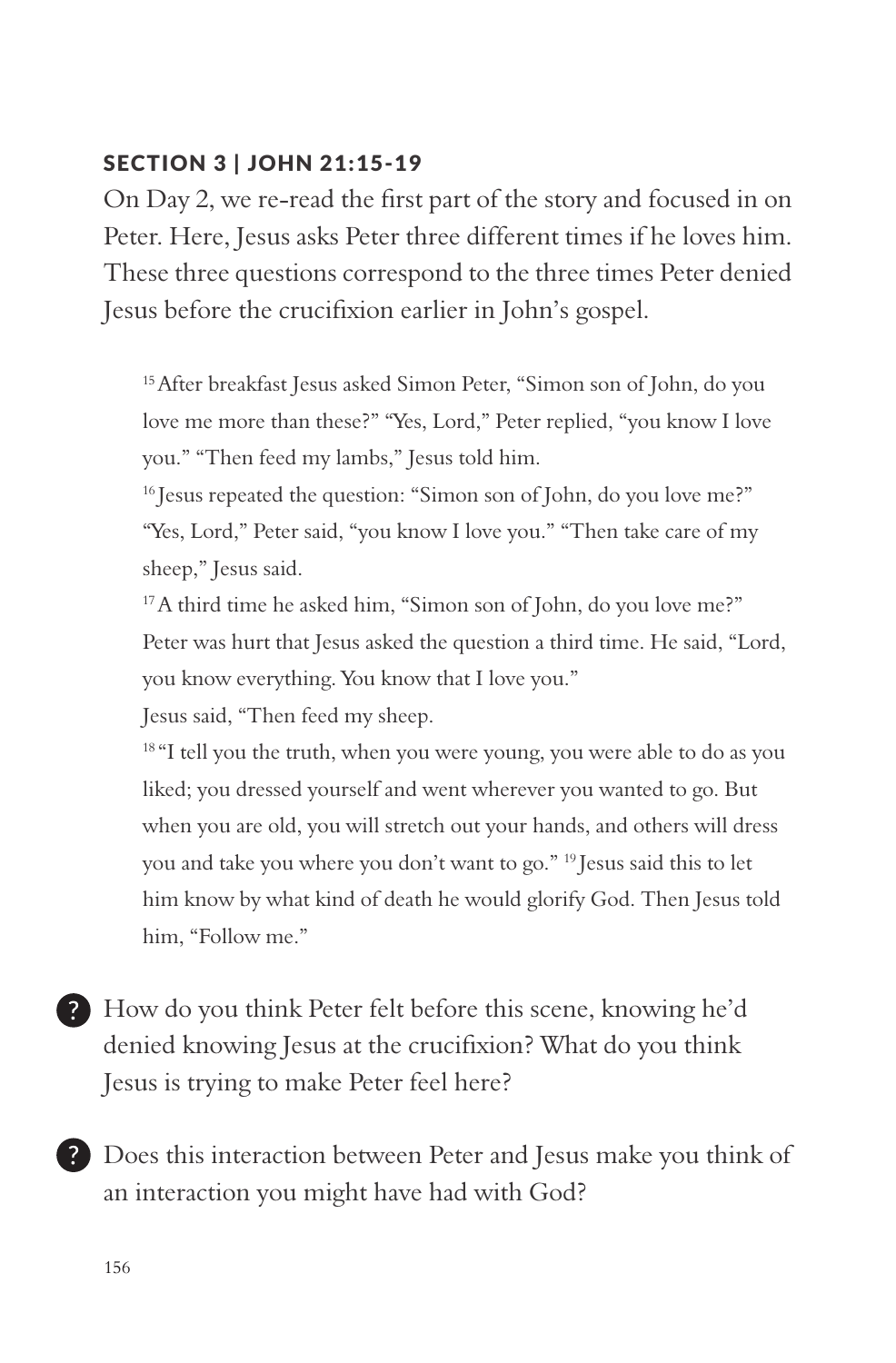### SECTION 3 | JOHN 21:15-19

On Day 2, we re-read the first part of the story and focused in on Peter. Here, Jesus asks Peter three different times if he loves him. These three questions correspond to the three times Peter denied Jesus before the crucifixion earlier in John's gospel.

> [15] After breakfast Jesus asked Simon Peter, "Simon son of John, do you love me more than these?" "Yes, Lord," Peter replied, "you know I love you." "Then feed my lambs," Jesus told him.
>
> [16] Jesus repeated the question: "Simon son of John, do you love me?" "Yes, Lord," Peter said, "you know I love you." "Then take care of my sheep," Jesus said.
>
> [17] A third time he asked him, "Simon son of John, do you love me?" Peter was hurt that Jesus asked the question a third time. He said, "Lord, you know everything. You know that I love you."
>
> Jesus said, "Then feed my sheep.
>
> [18] "I tell you the truth, when you were young, you were able to do as you liked; you dressed yourself and went wherever you wanted to go. But when you are old, you will stretch out your hands, and others will dress you and take you where you don't want to go." [19] Jesus said this to let him know by what kind of death he would glorify God. Then Jesus told him, "Follow me."

? How do you think Peter felt before this scene, knowing he'd denied knowing Jesus at the crucifixion? What do you think Jesus is trying to make Peter feel here?

? Does this interaction between Peter and Jesus make you think of an interaction you might have had with God?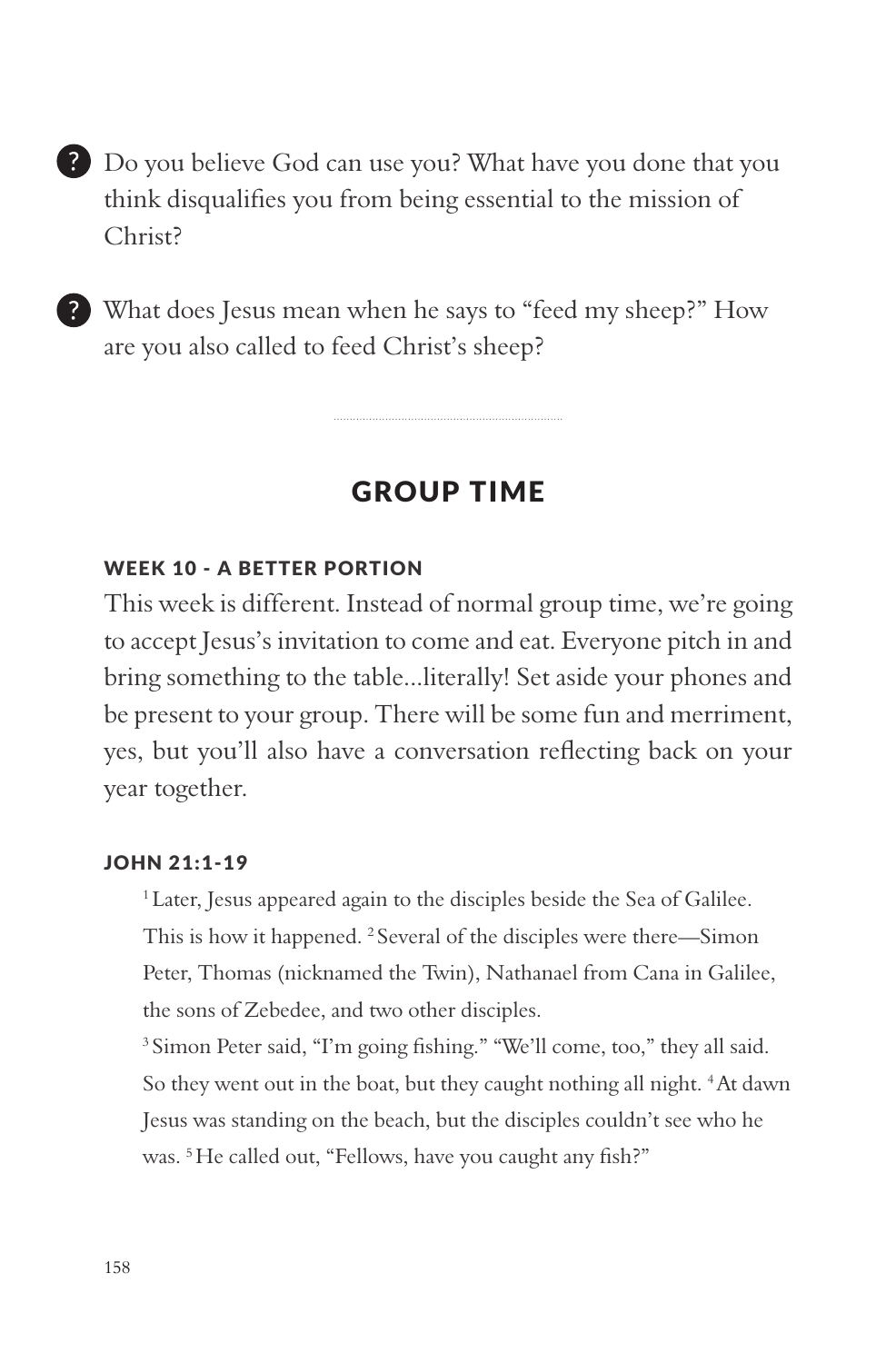? Do you believe God can use you? What have you done that you think disqualifies you from being essential to the mission of Christ?

? What does Jesus mean when he says to "feed my sheep?" How are you also called to feed Christ's sheep?

---

## GROUP TIME

### WEEK 10 - A BETTER PORTION

This week is different. Instead of normal group time, we're going to accept Jesus's invitation to come and eat. Everyone pitch in and bring something to the table...literally! Set aside your phones and be present to your group. There will be some fun and merriment, yes, but you'll also have a conversation reflecting back on your year together.

### JOHN 21:1-19

> [1] Later, Jesus appeared again to the disciples beside the Sea of Galilee. This is how it happened. [2] Several of the disciples were there—Simon Peter, Thomas (nicknamed the Twin), Nathanael from Cana in Galilee, the sons of Zebedee, and two other disciples.
>
> [3] Simon Peter said, "I'm going fishing." "We'll come, too," they all said. So they went out in the boat, but they caught nothing all night. [4] At dawn Jesus was standing on the beach, but the disciples couldn't see who he was. [5] He called out, "Fellows, have you caught any fish?"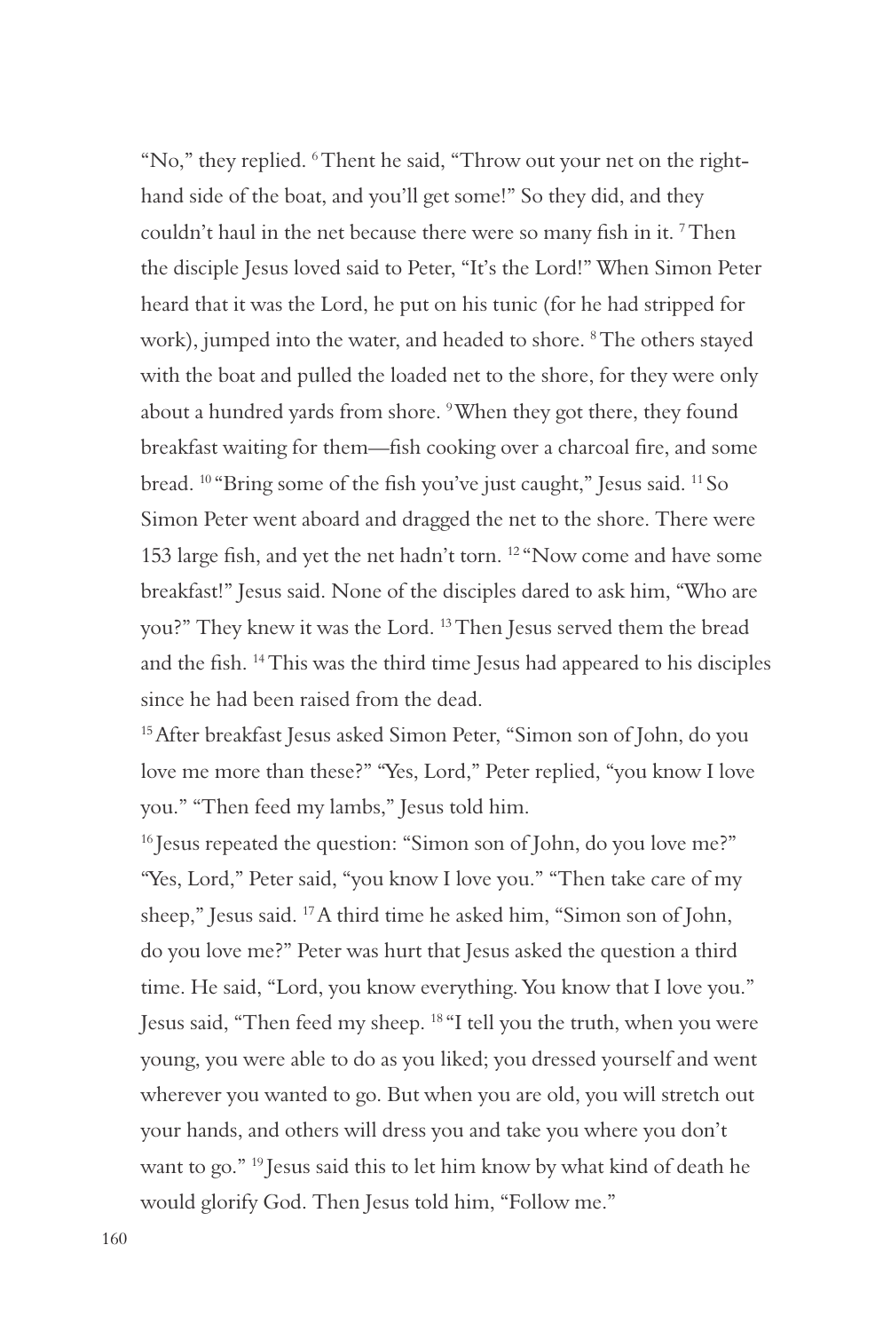"No," they replied. [6] Thent he said, "Throw out your net on the right-hand side of the boat, and you'll get some!" So they did, and they couldn't haul in the net because there were so many fish in it. [7] Then the disciple Jesus loved said to Peter, "It's the Lord!" When Simon Peter heard that it was the Lord, he put on his tunic (for he had stripped for work), jumped into the water, and headed to shore. [8] The others stayed with the boat and pulled the loaded net to the shore, for they were only about a hundred yards from shore. [9] When they got there, they found breakfast waiting for them—fish cooking over a charcoal fire, and some bread. [10] "Bring some of the fish you've just caught," Jesus said. [11] So Simon Peter went aboard and dragged the net to the shore. There were 153 large fish, and yet the net hadn't torn. [12] "Now come and have some breakfast!" Jesus said. None of the disciples dared to ask him, "Who are you?" They knew it was the Lord. [13] Then Jesus served them the bread and the fish. [14] This was the third time Jesus had appeared to his disciples since he had been raised from the dead.

[15] After breakfast Jesus asked Simon Peter, "Simon son of John, do you love me more than these?" "Yes, Lord," Peter replied, "you know I love you." "Then feed my lambs," Jesus told him.

[16] Jesus repeated the question: "Simon son of John, do you love me?" "Yes, Lord," Peter said, "you know I love you." "Then take care of my sheep," Jesus said. [17] A third time he asked him, "Simon son of John, do you love me?" Peter was hurt that Jesus asked the question a third time. He said, "Lord, you know everything. You know that I love you." Jesus said, "Then feed my sheep. [18] "I tell you the truth, when you were young, you were able to do as you liked; you dressed yourself and went wherever you wanted to go. But when you are old, you will stretch out your hands, and others will dress you and take you where you don't want to go." [19] Jesus said this to let him know by what kind of death he would glorify God. Then Jesus told him, "Follow me."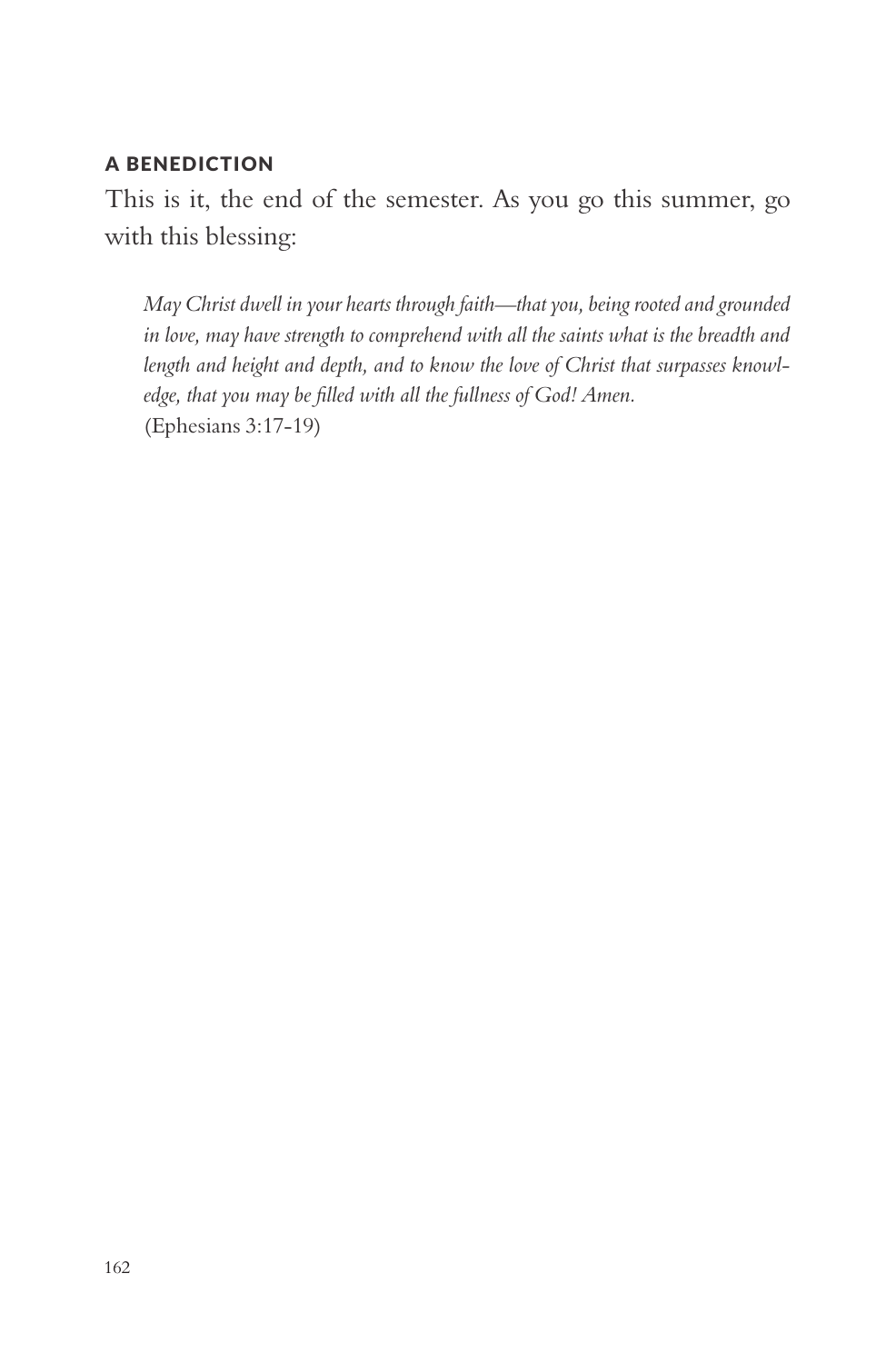### A BENEDICTION

This is it, the end of the semester. As you go this summer, go with this blessing:

> *May Christ dwell in your hearts through faith—that you, being rooted and grounded in love, may have strength to comprehend with all the saints what is the breadth and length and height and depth, and to know the love of Christ that surpasses knowledge, that you may be filled with all the fullness of God! Amen.*
> (Ephesians 3:17-19)